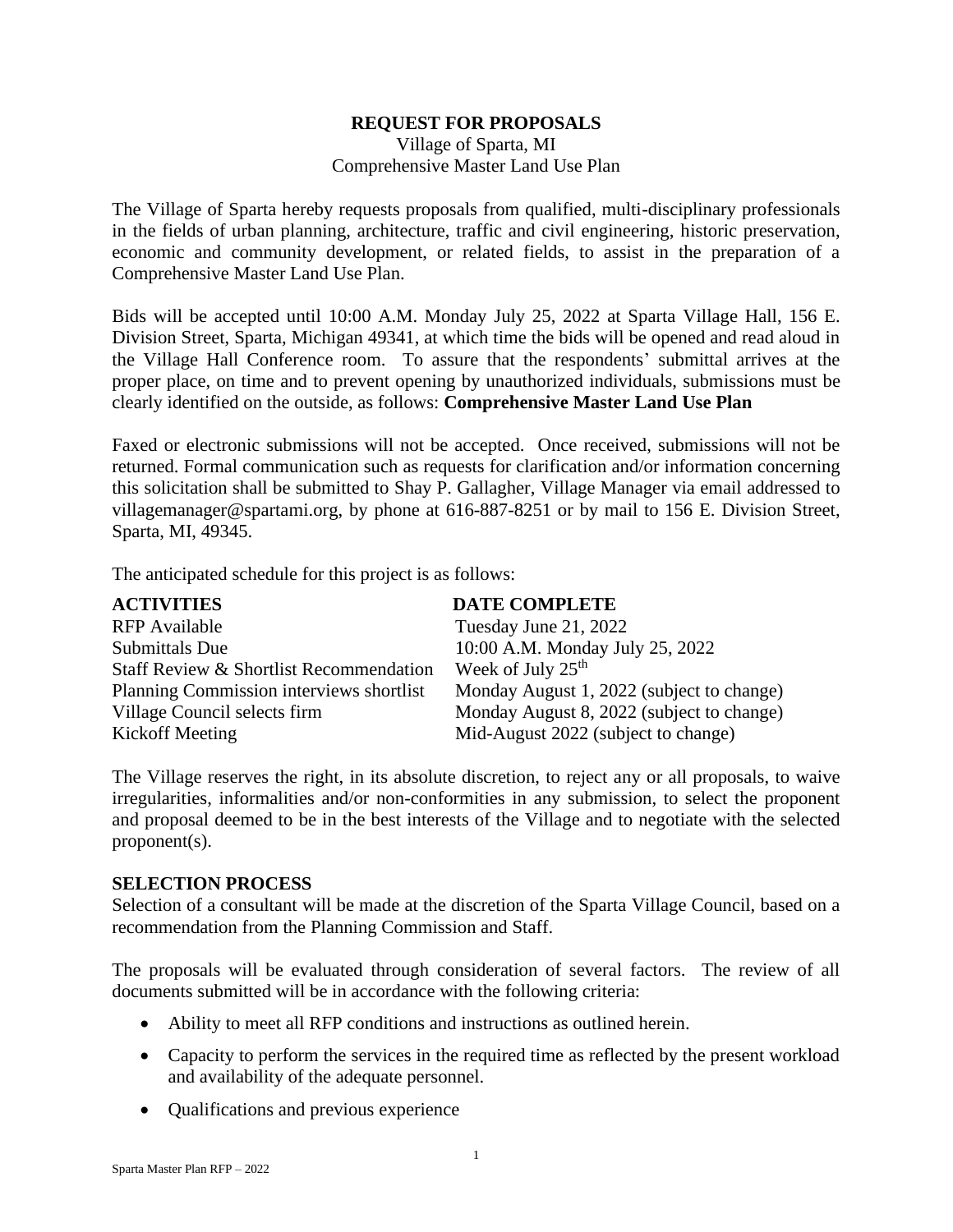**REQUEST FOR PROPOSALS**

Village of Sparta, MI

Comprehensive Master Land Use Plan

The Village of Sparta hereby requests proposals from qualified, multi-disciplinary professionals in the fields of urban planning, architecture, traffic and civil engineering, historic preservation, economic and community development, or related fields, to assist in the preparation of a Comprehensive Master Land Use Plan.

Bids will be accepted until 10:00 A.M. Monday July 25, 2022 at Sparta Village Hall, 156 E. Division Street, Sparta, Michigan 49341, at which time the bids will be opened and read aloud in the Village Hall Conference room. To assure that the respondents' submittal arrives at the proper place, on time and to prevent opening by unauthorized individuals, submissions must be clearly identified on the outside, as follows: **Comprehensive Master Land Use Plan**

Faxed or electronic submissions will not be accepted. Once received, submissions will not be returned. Formal communication such as requests for clarification and/or information concerning this solicitation shall be submitted to Shay P. Gallagher, Village Manager via email addressed to villagemanager@spartami.org, by phone at 616-887-8251 or by mail to 156 E. Division Street, Sparta, MI, 49345.

The anticipated schedule for this project is as follows:

| **ACTIVITIES** | **DATE COMPLETE** |
|---|---|
| RFP Available | Tuesday June 21, 2022 |
| Submittals Due | 10:00 A.M. Monday July 25, 2022 |
| Staff Review & Shortlist Recommendation | Week of July 25th |
| Planning Commission interviews shortlist | Monday August 1, 2022 (subject to change) |
| Village Council selects firm | Monday August 8, 2022 (subject to change) |
| Kickoff Meeting | Mid-August 2022 (subject to change) |

The Village reserves the right, in its absolute discretion, to reject any or all proposals, to waive irregularities, informalities and/or non-conformities in any submission, to select the proponent and proposal deemed to be in the best interests of the Village and to negotiate with the selected proponent(s).

## SELECTION PROCESS

Selection of a consultant will be made at the discretion of the Sparta Village Council, based on a recommendation from the Planning Commission and Staff.

The proposals will be evaluated through consideration of several factors. The review of all documents submitted will be in accordance with the following criteria:

- Ability to meet all RFP conditions and instructions as outlined herein.
- Capacity to perform the services in the required time as reflected by the present workload and availability of the adequate personnel.
- Qualifications and previous experience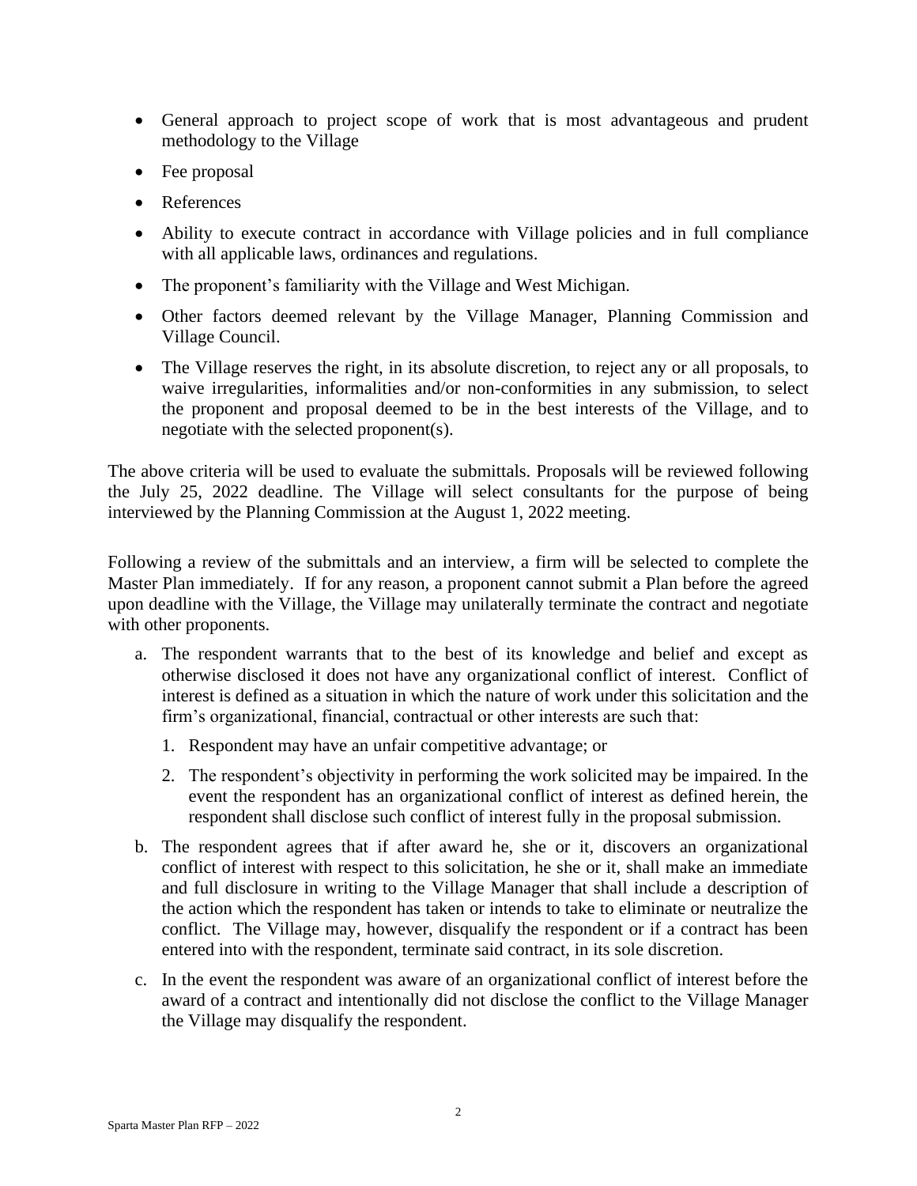- General approach to project scope of work that is most advantageous and prudent methodology to the Village
- Fee proposal
- References
- Ability to execute contract in accordance with Village policies and in full compliance with all applicable laws, ordinances and regulations.
- The proponent's familiarity with the Village and West Michigan.
- Other factors deemed relevant by the Village Manager, Planning Commission and Village Council.
- The Village reserves the right, in its absolute discretion, to reject any or all proposals, to waive irregularities, informalities and/or non-conformities in any submission, to select the proponent and proposal deemed to be in the best interests of the Village, and to negotiate with the selected proponent(s).

The above criteria will be used to evaluate the submittals. Proposals will be reviewed following the July 25, 2022 deadline. The Village will select consultants for the purpose of being interviewed by the Planning Commission at the August 1, 2022 meeting.

Following a review of the submittals and an interview, a firm will be selected to complete the Master Plan immediately. If for any reason, a proponent cannot submit a Plan before the agreed upon deadline with the Village, the Village may unilaterally terminate the contract and negotiate with other proponents.

a. The respondent warrants that to the best of its knowledge and belief and except as otherwise disclosed it does not have any organizational conflict of interest. Conflict of interest is defined as a situation in which the nature of work under this solicitation and the firm's organizational, financial, contractual or other interests are such that:
   1. Respondent may have an unfair competitive advantage; or
   2. The respondent's objectivity in performing the work solicited may be impaired. In the event the respondent has an organizational conflict of interest as defined herein, the respondent shall disclose such conflict of interest fully in the proposal submission.
b. The respondent agrees that if after award he, she or it, discovers an organizational conflict of interest with respect to this solicitation, he she or it, shall make an immediate and full disclosure in writing to the Village Manager that shall include a description of the action which the respondent has taken or intends to take to eliminate or neutralize the conflict. The Village may, however, disqualify the respondent or if a contract has been entered into with the respondent, terminate said contract, in its sole discretion.
c. In the event the respondent was aware of an organizational conflict of interest before the award of a contract and intentionally did not disclose the conflict to the Village Manager the Village may disqualify the respondent.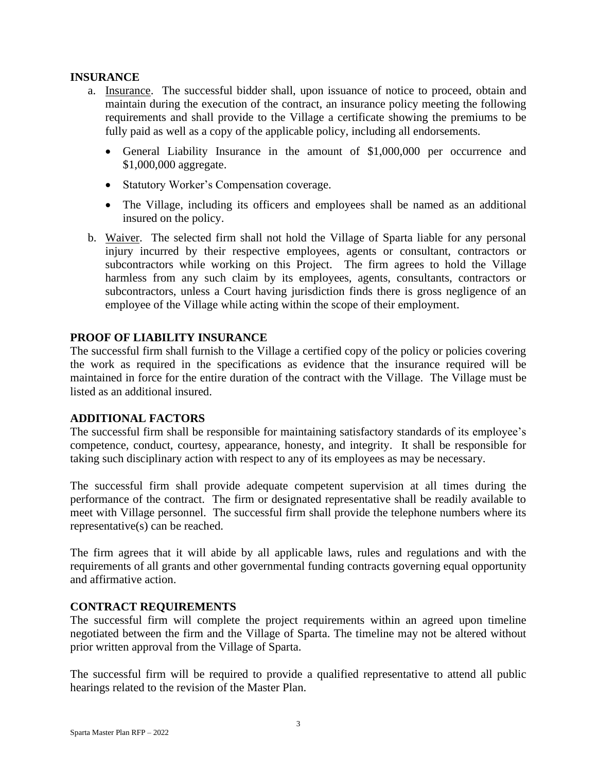## INSURANCE

a. Insurance. The successful bidder shall, upon issuance of notice to proceed, obtain and maintain during the execution of the contract, an insurance policy meeting the following requirements and shall provide to the Village a certificate showing the premiums to be fully paid as well as a copy of the applicable policy, including all endorsements.

   - General Liability Insurance in the amount of $1,000,000 per occurrence and $1,000,000 aggregate.
   - Statutory Worker's Compensation coverage.
   - The Village, including its officers and employees shall be named as an additional insured on the policy.

b. Waiver. The selected firm shall not hold the Village of Sparta liable for any personal injury incurred by their respective employees, agents or consultant, contractors or subcontractors while working on this Project. The firm agrees to hold the Village harmless from any such claim by its employees, agents, consultants, contractors or subcontractors, unless a Court having jurisdiction finds there is gross negligence of an employee of the Village while acting within the scope of their employment.

## PROOF OF LIABILITY INSURANCE

The successful firm shall furnish to the Village a certified copy of the policy or policies covering the work as required in the specifications as evidence that the insurance required will be maintained in force for the entire duration of the contract with the Village. The Village must be listed as an additional insured.

## ADDITIONAL FACTORS

The successful firm shall be responsible for maintaining satisfactory standards of its employee's competence, conduct, courtesy, appearance, honesty, and integrity. It shall be responsible for taking such disciplinary action with respect to any of its employees as may be necessary.

The successful firm shall provide adequate competent supervision at all times during the performance of the contract. The firm or designated representative shall be readily available to meet with Village personnel. The successful firm shall provide the telephone numbers where its representative(s) can be reached.

The firm agrees that it will abide by all applicable laws, rules and regulations and with the requirements of all grants and other governmental funding contracts governing equal opportunity and affirmative action.

## CONTRACT REQUIREMENTS

The successful firm will complete the project requirements within an agreed upon timeline negotiated between the firm and the Village of Sparta. The timeline may not be altered without prior written approval from the Village of Sparta.

The successful firm will be required to provide a qualified representative to attend all public hearings related to the revision of the Master Plan.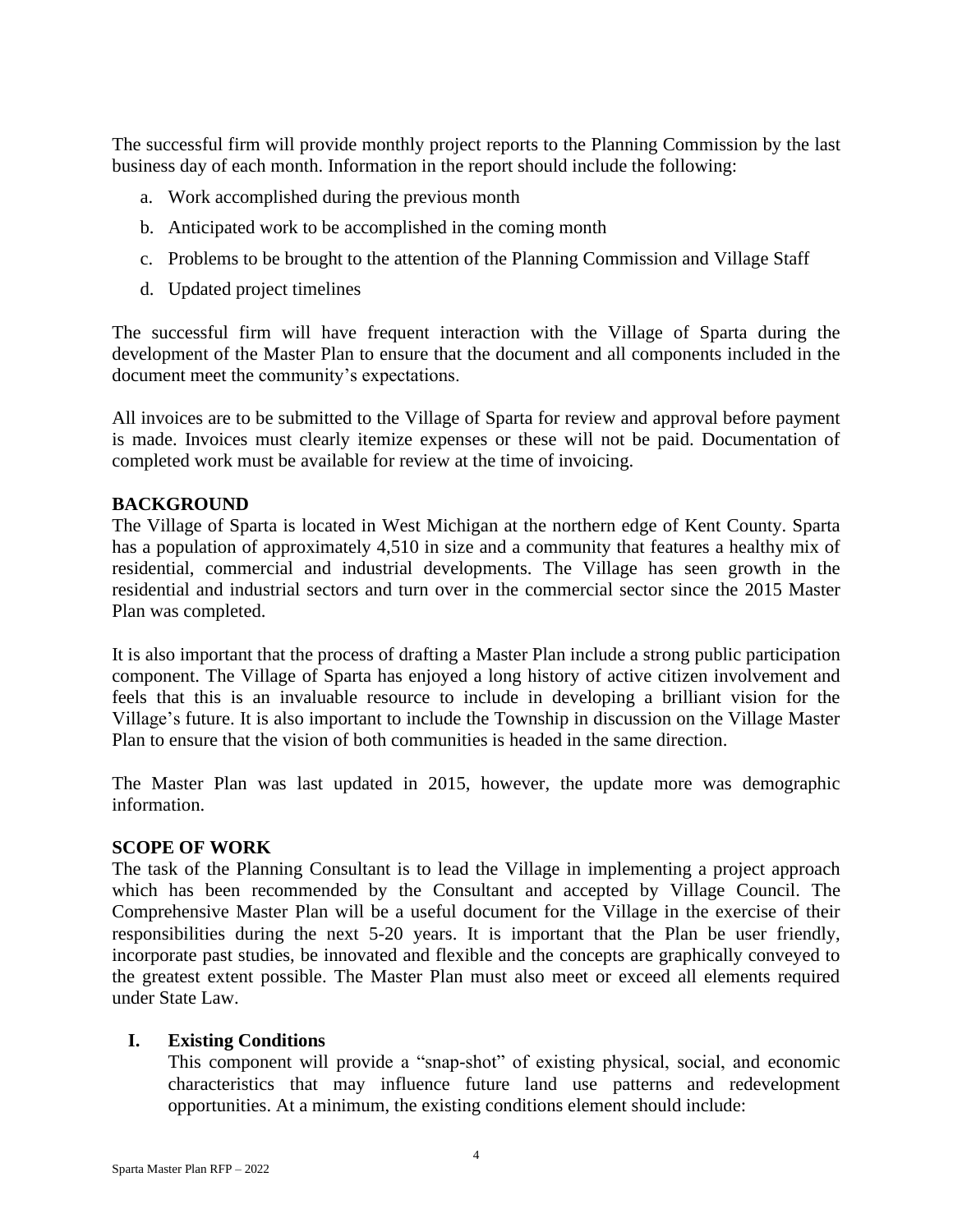The successful firm will provide monthly project reports to the Planning Commission by the last business day of each month. Information in the report should include the following:

a. Work accomplished during the previous month
b. Anticipated work to be accomplished in the coming month
c. Problems to be brought to the attention of the Planning Commission and Village Staff
d. Updated project timelines

The successful firm will have frequent interaction with the Village of Sparta during the development of the Master Plan to ensure that the document and all components included in the document meet the community's expectations.

All invoices are to be submitted to the Village of Sparta for review and approval before payment is made. Invoices must clearly itemize expenses or these will not be paid. Documentation of completed work must be available for review at the time of invoicing.

## BACKGROUND

The Village of Sparta is located in West Michigan at the northern edge of Kent County. Sparta has a population of approximately 4,510 in size and a community that features a healthy mix of residential, commercial and industrial developments. The Village has seen growth in the residential and industrial sectors and turn over in the commercial sector since the 2015 Master Plan was completed.

It is also important that the process of drafting a Master Plan include a strong public participation component. The Village of Sparta has enjoyed a long history of active citizen involvement and feels that this is an invaluable resource to include in developing a brilliant vision for the Village's future. It is also important to include the Township in discussion on the Village Master Plan to ensure that the vision of both communities is headed in the same direction.

The Master Plan was last updated in 2015, however, the update more was demographic information.

## SCOPE OF WORK

The task of the Planning Consultant is to lead the Village in implementing a project approach which has been recommended by the Consultant and accepted by Village Council. The Comprehensive Master Plan will be a useful document for the Village in the exercise of their responsibilities during the next 5-20 years. It is important that the Plan be user friendly, incorporate past studies, be innovated and flexible and the concepts are graphically conveyed to the greatest extent possible. The Master Plan must also meet or exceed all elements required under State Law.

### I. Existing Conditions

This component will provide a "snap-shot" of existing physical, social, and economic characteristics that may influence future land use patterns and redevelopment opportunities. At a minimum, the existing conditions element should include: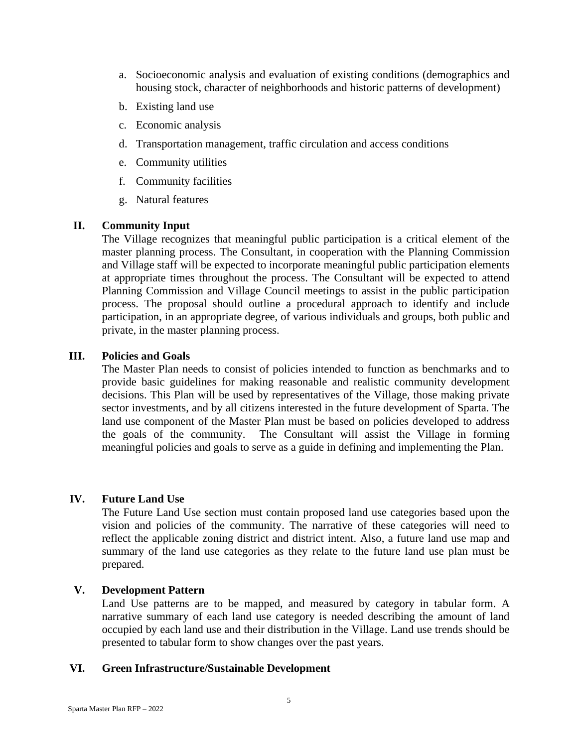a. Socioeconomic analysis and evaluation of existing conditions (demographics and housing stock, character of neighborhoods and historic patterns of development)
b. Existing land use
c. Economic analysis
d. Transportation management, traffic circulation and access conditions
e. Community utilities
f. Community facilities
g. Natural features

## II. Community Input

The Village recognizes that meaningful public participation is a critical element of the master planning process. The Consultant, in cooperation with the Planning Commission and Village staff will be expected to incorporate meaningful public participation elements at appropriate times throughout the process. The Consultant will be expected to attend Planning Commission and Village Council meetings to assist in the public participation process. The proposal should outline a procedural approach to identify and include participation, in an appropriate degree, of various individuals and groups, both public and private, in the master planning process.

## III. Policies and Goals

The Master Plan needs to consist of policies intended to function as benchmarks and to provide basic guidelines for making reasonable and realistic community development decisions. This Plan will be used by representatives of the Village, those making private sector investments, and by all citizens interested in the future development of Sparta. The land use component of the Master Plan must be based on policies developed to address the goals of the community. The Consultant will assist the Village in forming meaningful policies and goals to serve as a guide in defining and implementing the Plan.

## IV. Future Land Use

The Future Land Use section must contain proposed land use categories based upon the vision and policies of the community. The narrative of these categories will need to reflect the applicable zoning district and district intent. Also, a future land use map and summary of the land use categories as they relate to the future land use plan must be prepared.

## V. Development Pattern

Land Use patterns are to be mapped, and measured by category in tabular form. A narrative summary of each land use category is needed describing the amount of land occupied by each land use and their distribution in the Village. Land use trends should be presented to tabular form to show changes over the past years.

## VI. Green Infrastructure/Sustainable Development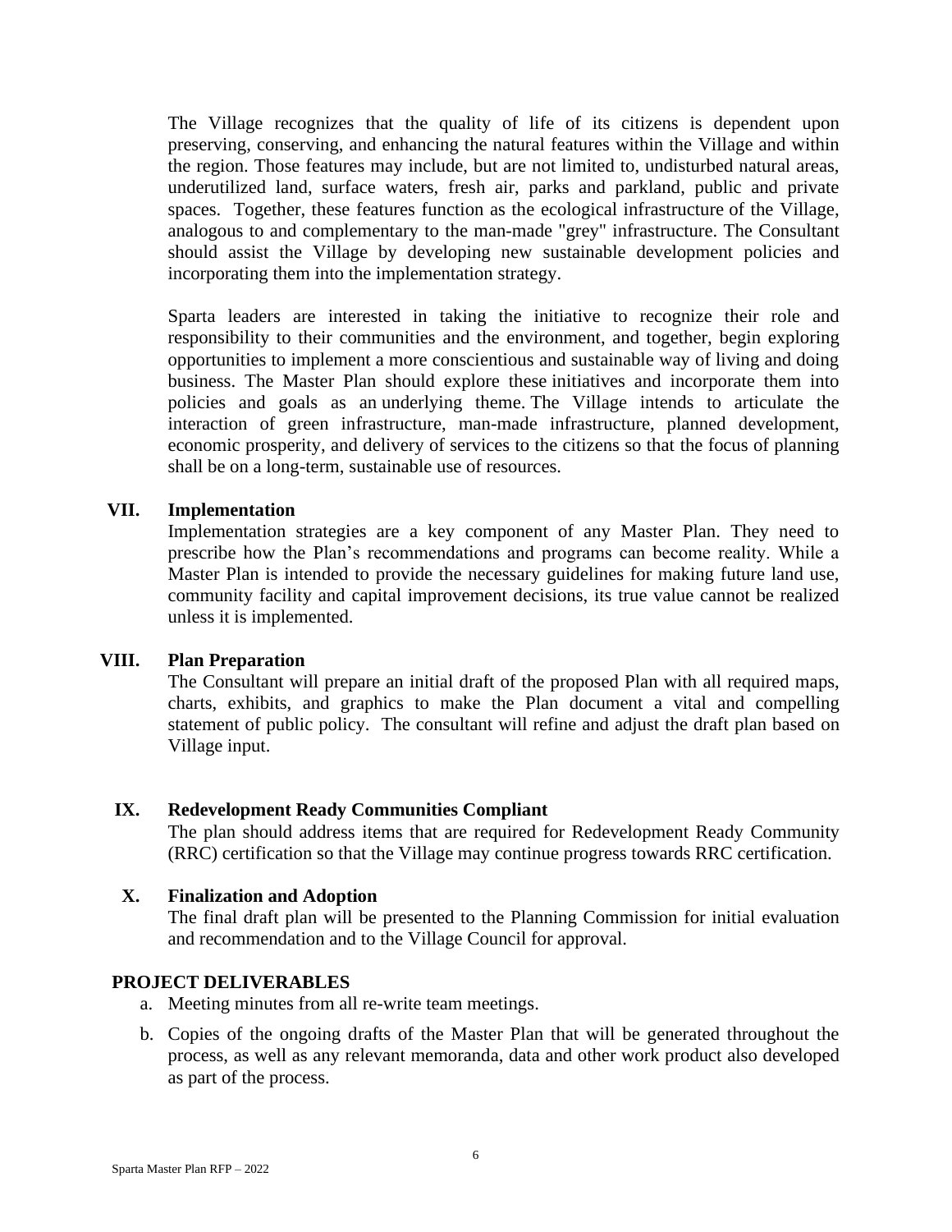The Village recognizes that the quality of life of its citizens is dependent upon preserving, conserving, and enhancing the natural features within the Village and within the region. Those features may include, but are not limited to, undisturbed natural areas, underutilized land, surface waters, fresh air, parks and parkland, public and private spaces. Together, these features function as the ecological infrastructure of the Village, analogous to and complementary to the man-made "grey" infrastructure. The Consultant should assist the Village by developing new sustainable development policies and incorporating them into the implementation strategy.

Sparta leaders are interested in taking the initiative to recognize their role and responsibility to their communities and the environment, and together, begin exploring opportunities to implement a more conscientious and sustainable way of living and doing business. The Master Plan should explore these initiatives and incorporate them into policies and goals as an underlying theme. The Village intends to articulate the interaction of green infrastructure, man-made infrastructure, planned development, economic prosperity, and delivery of services to the citizens so that the focus of planning shall be on a long-term, sustainable use of resources.

### VII. Implementation

Implementation strategies are a key component of any Master Plan. They need to prescribe how the Plan's recommendations and programs can become reality. While a Master Plan is intended to provide the necessary guidelines for making future land use, community facility and capital improvement decisions, its true value cannot be realized unless it is implemented.

### VIII. Plan Preparation

The Consultant will prepare an initial draft of the proposed Plan with all required maps, charts, exhibits, and graphics to make the Plan document a vital and compelling statement of public policy. The consultant will refine and adjust the draft plan based on Village input.

### IX. Redevelopment Ready Communities Compliant

The plan should address items that are required for Redevelopment Ready Community (RRC) certification so that the Village may continue progress towards RRC certification.

### X. Finalization and Adoption

The final draft plan will be presented to the Planning Commission for initial evaluation and recommendation and to the Village Council for approval.

## PROJECT DELIVERABLES

a. Meeting minutes from all re-write team meetings.

b. Copies of the ongoing drafts of the Master Plan that will be generated throughout the process, as well as any relevant memoranda, data and other work product also developed as part of the process.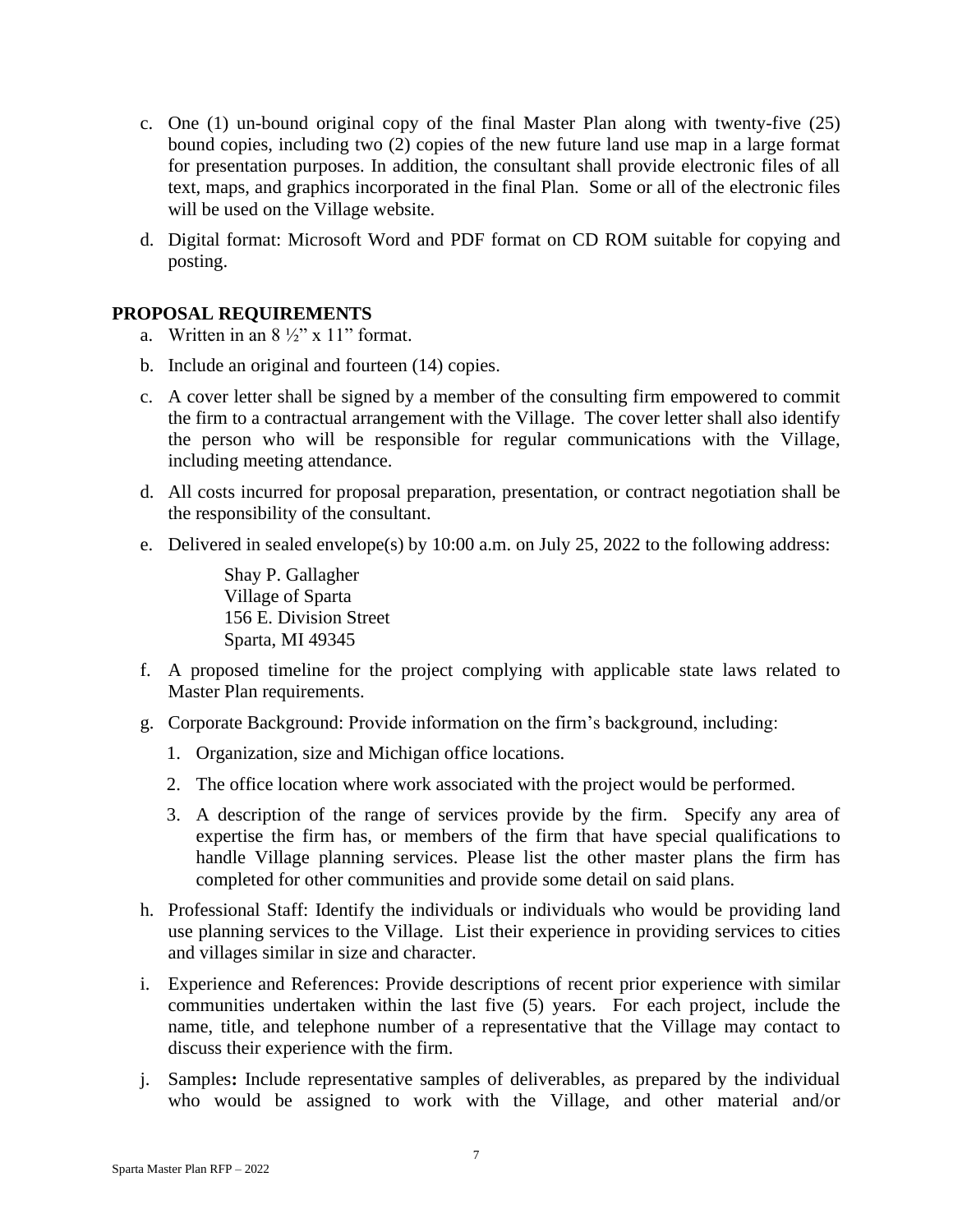c. One (1) un-bound original copy of the final Master Plan along with twenty-five (25) bound copies, including two (2) copies of the new future land use map in a large format for presentation purposes. In addition, the consultant shall provide electronic files of all text, maps, and graphics incorporated in the final Plan. Some or all of the electronic files will be used on the Village website.

d. Digital format: Microsoft Word and PDF format on CD ROM suitable for copying and posting.

## PROPOSAL REQUIREMENTS

a. Written in an 8 ½" x 11" format.

b. Include an original and fourteen (14) copies.

c. A cover letter shall be signed by a member of the consulting firm empowered to commit the firm to a contractual arrangement with the Village. The cover letter shall also identify the person who will be responsible for regular communications with the Village, including meeting attendance.

d. All costs incurred for proposal preparation, presentation, or contract negotiation shall be the responsibility of the consultant.

e. Delivered in sealed envelope(s) by 10:00 a.m. on July 25, 2022 to the following address:

   Shay P. Gallagher
   Village of Sparta
   156 E. Division Street
   Sparta, MI 49345

f. A proposed timeline for the project complying with applicable state laws related to Master Plan requirements.

g. Corporate Background: Provide information on the firm's background, including:

   1. Organization, size and Michigan office locations.
   2. The office location where work associated with the project would be performed.
   3. A description of the range of services provide by the firm. Specify any area of expertise the firm has, or members of the firm that have special qualifications to handle Village planning services. Please list the other master plans the firm has completed for other communities and provide some detail on said plans.

h. Professional Staff: Identify the individuals or individuals who would be providing land use planning services to the Village. List their experience in providing services to cities and villages similar in size and character.

i. Experience and References: Provide descriptions of recent prior experience with similar communities undertaken within the last five (5) years. For each project, include the name, title, and telephone number of a representative that the Village may contact to discuss their experience with the firm.

j. Samples**:** Include representative samples of deliverables, as prepared by the individual who would be assigned to work with the Village, and other material and/or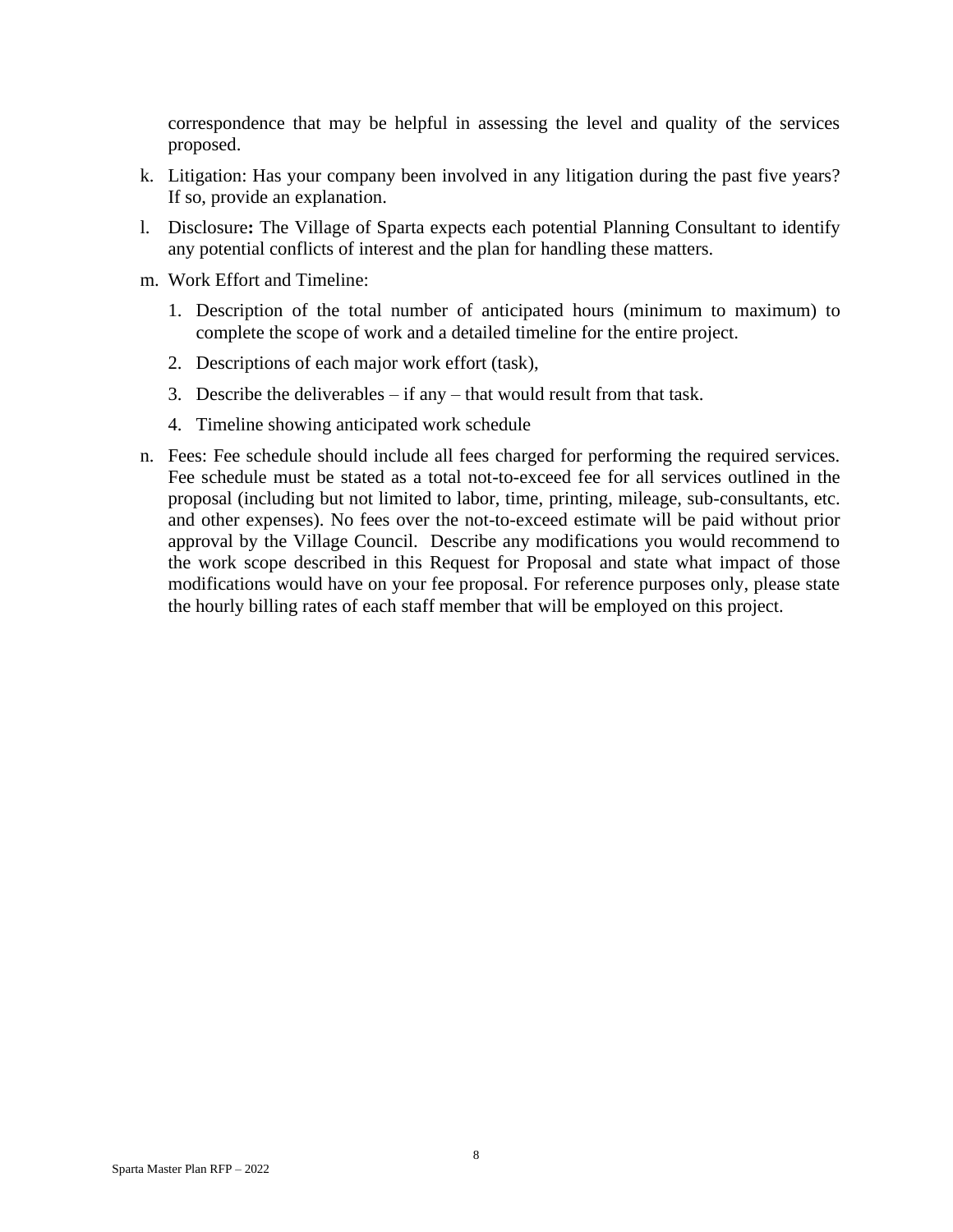correspondence that may be helpful in assessing the level and quality of the services proposed.

k. Litigation: Has your company been involved in any litigation during the past five years? If so, provide an explanation.

l. Disclosure**:** The Village of Sparta expects each potential Planning Consultant to identify any potential conflicts of interest and the plan for handling these matters.

m. Work Effort and Timeline:

   1. Description of the total number of anticipated hours (minimum to maximum) to complete the scope of work and a detailed timeline for the entire project.
   2. Descriptions of each major work effort (task),
   3. Describe the deliverables – if any – that would result from that task.
   4. Timeline showing anticipated work schedule

n. Fees: Fee schedule should include all fees charged for performing the required services. Fee schedule must be stated as a total not-to-exceed fee for all services outlined in the proposal (including but not limited to labor, time, printing, mileage, sub-consultants, etc. and other expenses). No fees over the not-to-exceed estimate will be paid without prior approval by the Village Council. Describe any modifications you would recommend to the work scope described in this Request for Proposal and state what impact of those modifications would have on your fee proposal. For reference purposes only, please state the hourly billing rates of each staff member that will be employed on this project.